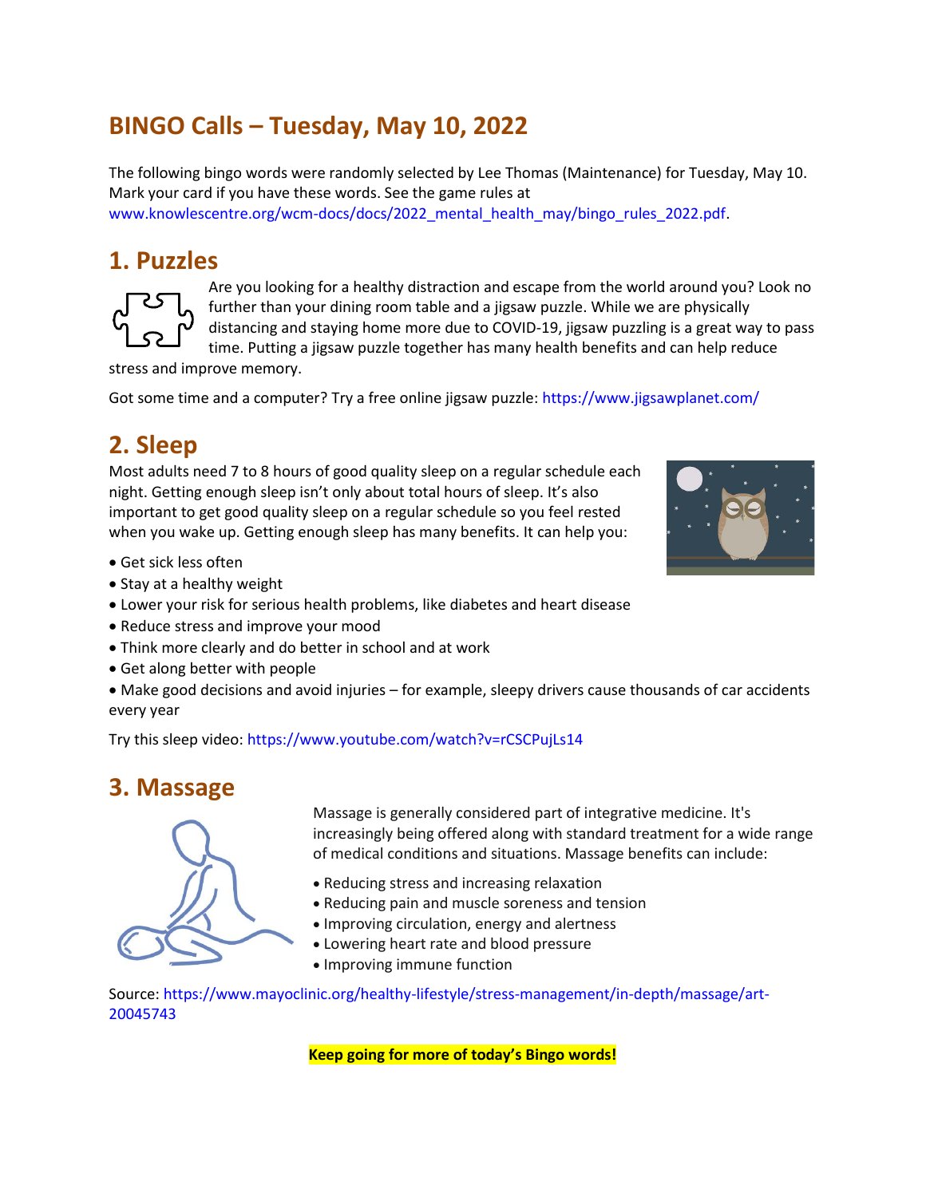# BINGO Calls – Tuesday, May 10, 2022

The following bingo words were randomly selected by Lee Thomas (Maintenance) for Tuesday, May 10. Mark your card if you have these words. See the game rules at www.knowlescentre.org/wcm-docs/docs/2022_mental_health_may/bingo_rules_2022.pdf.

## 1. Puzzles

Are you looking for a healthy distraction and escape from the world around you? Look no further than your dining room table and a jigsaw puzzle. While we are physically distancing and staying home more due to COVID-19, jigsaw puzzling is a great way to pass time. Putting a jigsaw puzzle together has many health benefits and can help reduce stress and improve memory.

Got some time and a computer? Try a free online jigsaw puzzle: https://www.jigsawplanet.com/

## 2. Sleep

Most adults need 7 to 8 hours of good quality sleep on a regular schedule each night. Getting enough sleep isn't only about total hours of sleep. It's also important to get good quality sleep on a regular schedule so you feel rested when you wake up. Getting enough sleep has many benefits. It can help you:

- Get sick less often
- Stay at a healthy weight
- Lower your risk for serious health problems, like diabetes and heart disease
- Reduce stress and improve your mood
- Think more clearly and do better in school and at work
- Get along better with people
- Make good decisions and avoid injuries – for example, sleepy drivers cause thousands of car accidents every year

Try this sleep video: https://www.youtube.com/watch?v=rCSCPujLs14

## 3. Massage

Massage is generally considered part of integrative medicine. It's increasingly being offered along with standard treatment for a wide range of medical conditions and situations. Massage benefits can include:

- Reducing stress and increasing relaxation
- Reducing pain and muscle soreness and tension
- Improving circulation, energy and alertness
- Lowering heart rate and blood pressure
- Improving immune function

Source: https://www.mayoclinic.org/healthy-lifestyle/stress-management/in-depth/massage/art-20045743

**Keep going for more of today's Bingo words!**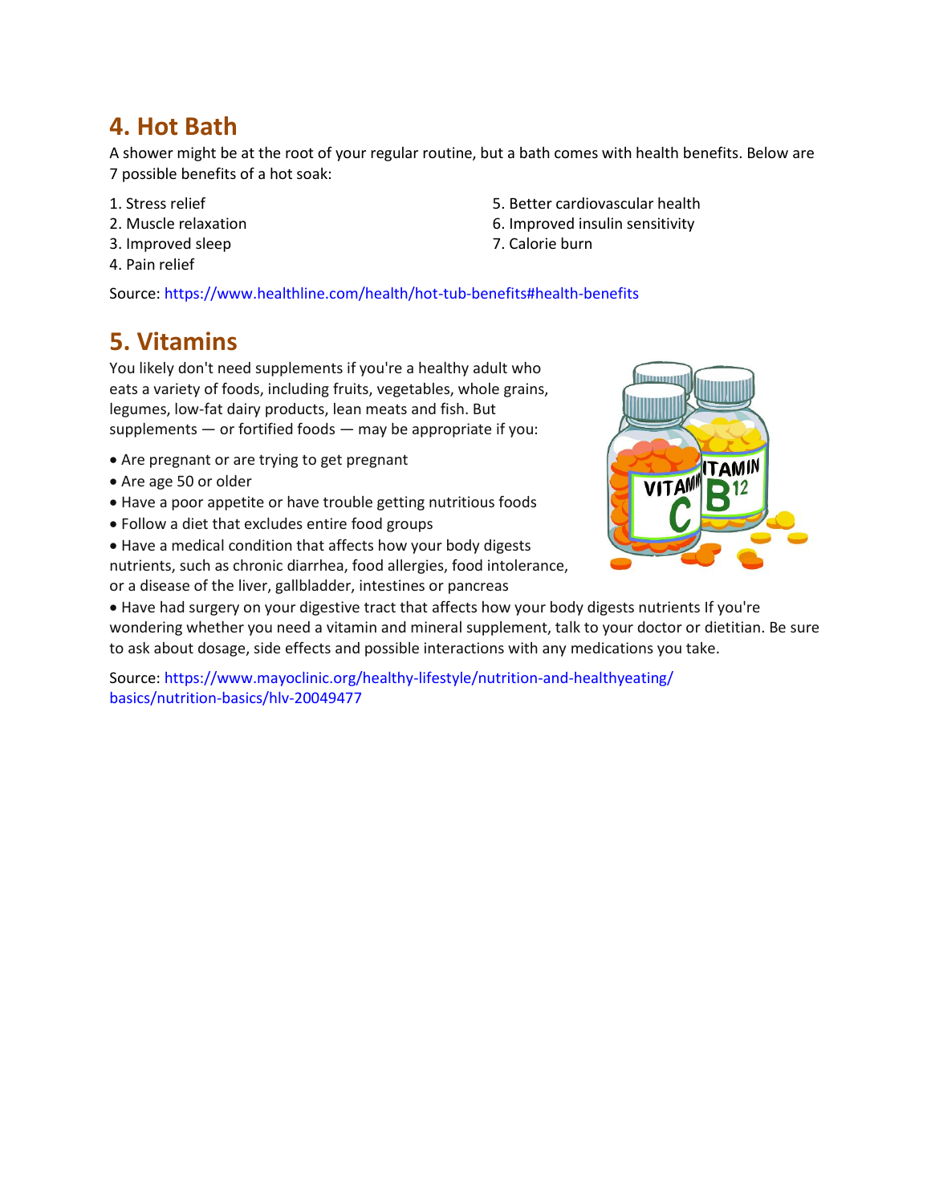## 4. Hot Bath

A shower might be at the root of your regular routine, but a bath comes with health benefits. Below are 7 possible benefits of a hot soak:

1. Stress relief
2. Muscle relaxation
3. Improved sleep
4. Pain relief
5. Better cardiovascular health
6. Improved insulin sensitivity
7. Calorie burn

Source: https://www.healthline.com/health/hot-tub-benefits#health-benefits

## 5. Vitamins

You likely don't need supplements if you're a healthy adult who eats a variety of foods, including fruits, vegetables, whole grains, legumes, low-fat dairy products, lean meats and fish. But supplements — or fortified foods — may be appropriate if you:

- Are pregnant or are trying to get pregnant
- Are age 50 or older
- Have a poor appetite or have trouble getting nutritious foods
- Follow a diet that excludes entire food groups
- Have a medical condition that affects how your body digests nutrients, such as chronic diarrhea, food allergies, food intolerance, or a disease of the liver, gallbladder, intestines or pancreas
- Have had surgery on your digestive tract that affects how your body digests nutrients If you're wondering whether you need a vitamin and mineral supplement, talk to your doctor or dietitian. Be sure to ask about dosage, side effects and possible interactions with any medications you take.

Source: https://www.mayoclinic.org/healthy-lifestyle/nutrition-and-healthyeating/basics/nutrition-basics/hlv-20049477